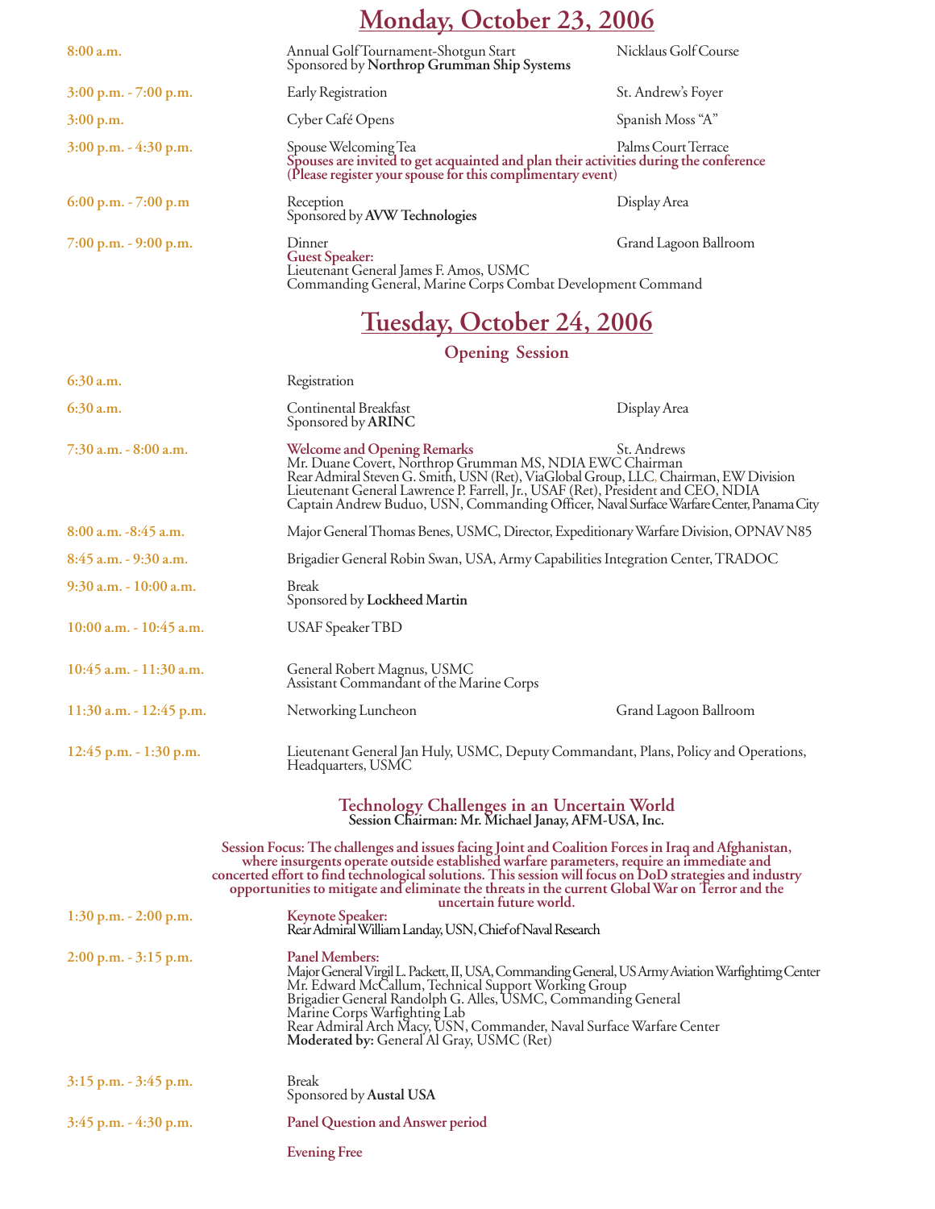# Monday, October 23, 2006

| Time | Event | Location |
|---|---|---|
| **8:00 a.m.** | Annual Golf Tournament-Shotgun Start<br>Sponsored by **Northrop Grumman Ship Systems** | Nicklaus Golf Course |
| **3:00 p.m. - 7:00 p.m.** | Early Registration | St. Andrew's Foyer |
| **3:00 p.m.** | Cyber Café Opens | Spanish Moss "A" |
| **3:00 p.m. - 4:30 p.m.** | Spouse Welcoming Tea<br>**Spouses are invited to get acquainted and plan their activities during the conference (Please register your spouse for this complimentary event)** | Palms Court Terrace |
| **6:00 p.m. - 7:00 p.m** | Reception<br>Sponsored by **AVW Technologies** | Display Area |
| **7:00 p.m. - 9:00 p.m.** | Dinner<br>**Guest Speaker:**<br>Lieutenant General James F. Amos, USMC<br>Commanding General, Marine Corps Combat Development Command | Grand Lagoon Ballroom |

# Tuesday, October 24, 2006

## Opening Session

| Time | Event | Location |
|---|---|---|
| **6:30 a.m.** | Registration | |
| **6:30 a.m.** | Continental Breakfast<br>Sponsored by **ARINC** | Display Area |
| **7:30 a.m. - 8:00 a.m.** | **Welcome and Opening Remarks**<br>Mr. Duane Covert, Northrop Grumman MS, NDIA EWC Chairman<br>Rear Admiral Steven G. Smith, USN (Ret), ViaGlobal Group, LLC, Chairman, EW Division<br>Lieutenant General Lawrence P. Farrell, Jr., USAF (Ret), President and CEO, NDIA<br>Captain Andrew Buduo, USN, Commanding Officer, Naval Surface Warfare Center, Panama City | St. Andrews |
| **8:00 a.m. -8:45 a.m.** | Major General Thomas Benes, USMC, Director, Expeditionary Warfare Division, OPNAV N85 | |
| **8:45 a.m. - 9:30 a.m.** | Brigadier General Robin Swan, USA, Army Capabilities Integration Center, TRADOC | |
| **9:30 a.m. - 10:00 a.m.** | Break<br>Sponsored by **Lockheed Martin** | |
| **10:00 a.m. - 10:45 a.m.** | USAF Speaker TBD | |
| **10:45 a.m. - 11:30 a.m.** | General Robert Magnus, USMC<br>Assistant Commandant of the Marine Corps | |
| **11:30 a.m. - 12:45 p.m.** | Networking Luncheon | Grand Lagoon Ballroom |
| **12:45 p.m. - 1:30 p.m.** | Lieutenant General Jan Huly, USMC, Deputy Commandant, Plans, Policy and Operations, Headquarters, USMC | |

## Technology Challenges in an Uncertain World

**Session Chairman: Mr. Michael Janay, AFM-USA, Inc.**

**Session Focus: The challenges and issues facing Joint and Coalition Forces in Iraq and Afghanistan, where insurgents operate outside established warfare parameters, require an immediate and concerted effort to find technological solutions. This session will focus on DoD strategies and industry opportunities to mitigate and eliminate the threats in the current Global War on Terror and the uncertain future world.**

| Time | Event |
|---|---|
| **1:30 p.m. - 2:00 p.m.** | **Keynote Speaker:**<br>Rear Admiral William Landay, USN, Chief of Naval Research |
| **2:00 p.m. - 3:15 p.m.** | **Panel Members:**<br>Major General Virgil L. Packett, II, USA, Commanding General, US Army Aviation Warfightimg Center<br>Mr. Edward McCallum, Technical Support Working Group<br>Brigadier General Randolph G. Alles, USMC, Commanding General<br>Marine Corps Warfighting Lab<br>Rear Admiral Arch Macy, USN, Commander, Naval Surface Warfare Center<br>**Moderated by:** General Al Gray, USMC (Ret) |
| **3:15 p.m. - 3:45 p.m.** | Break<br>Sponsored by **Austal USA** |
| **3:45 p.m. - 4:30 p.m.** | **Panel Question and Answer period** |
| | **Evening Free** |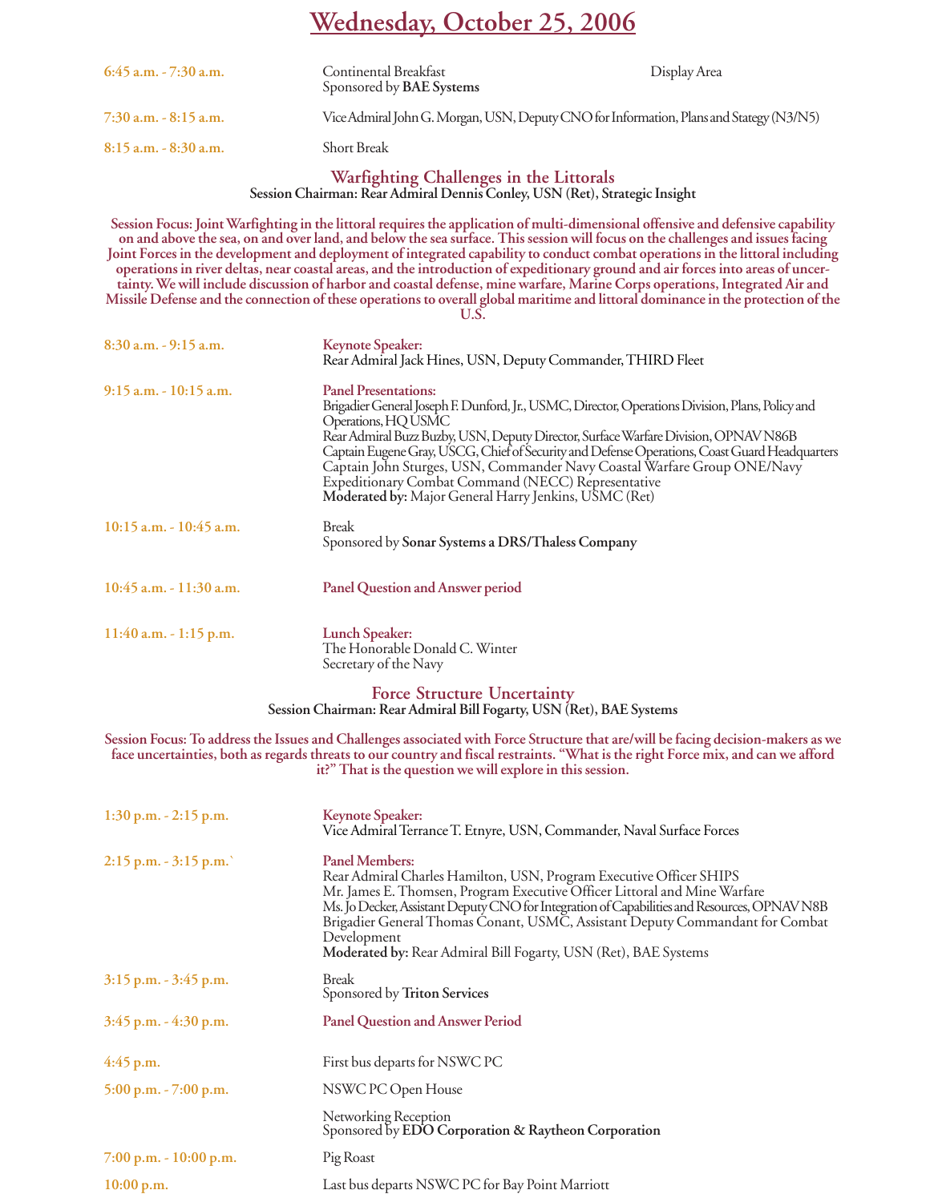# Wednesday, October 25, 2006

| | | |
|---|---|---|
| **6:45 a.m. - 7:30 a.m.** | Continental Breakfast<br>Sponsored by **BAE Systems** | Display Area |
| **7:30 a.m. - 8:15 a.m.** | Vice Admiral John G. Morgan, USN, Deputy CNO for Information, Plans and Stategy (N3/N5) | |
| **8:15 a.m. - 8:30 a.m.** | Short Break | |

## Warfighting Challenges in the Littorals

**Session Chairman: Rear Admiral Dennis Conley, USN (Ret), Strategic Insight**

**Session Focus: Joint Warfighting in the littoral requires the application of multi-dimensional offensive and defensive capability on and above the sea, on and over land, and below the sea surface. This session will focus on the challenges and issues facing Joint Forces in the development and deployment of integrated capability to conduct combat operations in the littoral including operations in river deltas, near coastal areas, and the introduction of expeditionary ground and air forces into areas of uncertainty. We will include discussion of harbor and coastal defense, mine warfare, Marine Corps operations, Integrated Air and Missile Defense and the connection of these operations to overall global maritime and littoral dominance in the protection of the U.S.**

| | |
|---|---|
| **8:30 a.m. - 9:15 a.m.** | **Keynote Speaker:**<br>Rear Admiral Jack Hines, USN, Deputy Commander, THIRD Fleet |
| **9:15 a.m. - 10:15 a.m.** | **Panel Presentations:**<br>Brigadier General Joseph F. Dunford, Jr., USMC, Director, Operations Division, Plans, Policy and Operations, HQ USMC<br>Rear Admiral Buzz Buzby, USN, Deputy Director, Surface Warfare Division, OPNAV N86B<br>Captain Eugene Gray, USCG, Chief of Security and Defense Operations, Coast Guard Headquarters<br>Captain John Sturges, USN, Commander Navy Coastal Warfare Group ONE/Navy Expeditionary Combat Command (NECC) Representative<br>**Moderated by:** Major General Harry Jenkins, USMC (Ret) |
| **10:15 a.m. - 10:45 a.m.** | Break<br>Sponsored by **Sonar Systems a DRS/Thaless Company** |
| **10:45 a.m. - 11:30 a.m.** | **Panel Question and Answer period** |
| **11:40 a.m. - 1:15 p.m.** | **Lunch Speaker:**<br>The Honorable Donald C. Winter<br>Secretary of the Navy |

## Force Structure Uncertainty

**Session Chairman: Rear Admiral Bill Fogarty, USN (Ret), BAE Systems**

**Session Focus: To address the Issues and Challenges associated with Force Structure that are/will be facing decision-makers as we face uncertainties, both as regards threats to our country and fiscal restraints. "What is the right Force mix, and can we afford it?" That is the question we will explore in this session.**

| | |
|---|---|
| **1:30 p.m. - 2:15 p.m.** | **Keynote Speaker:**<br>Vice Admiral Terrance T. Etnyre, USN, Commander, Naval Surface Forces |
| **2:15 p.m. - 3:15 p.m.`** | **Panel Members:**<br>Rear Admiral Charles Hamilton, USN, Program Executive Officer SHIPS<br>Mr. James E. Thomsen, Program Executive Officer Littoral and Mine Warfare<br>Ms. Jo Decker, Assistant Deputy CNO for Integration of Capabilities and Resources, OPNAV N8B<br>Brigadier General Thomas Conant, USMC, Assistant Deputy Commandant for Combat Development<br>**Moderated by:** Rear Admiral Bill Fogarty, USN (Ret), BAE Systems |
| **3:15 p.m. - 3:45 p.m.** | Break<br>Sponsored by **Triton Services** |
| **3:45 p.m. - 4:30 p.m.** | **Panel Question and Answer Period** |
| **4:45 p.m.** | First bus departs for NSWC PC |
| **5:00 p.m. - 7:00 p.m.** | NSWC PC Open House<br><br>Networking Reception<br>Sponsored by **EDO Corporation & Raytheon Corporation** |
| **7:00 p.m. - 10:00 p.m.** | Pig Roast |
| **10:00 p.m.** | Last bus departs NSWC PC for Bay Point Marriott |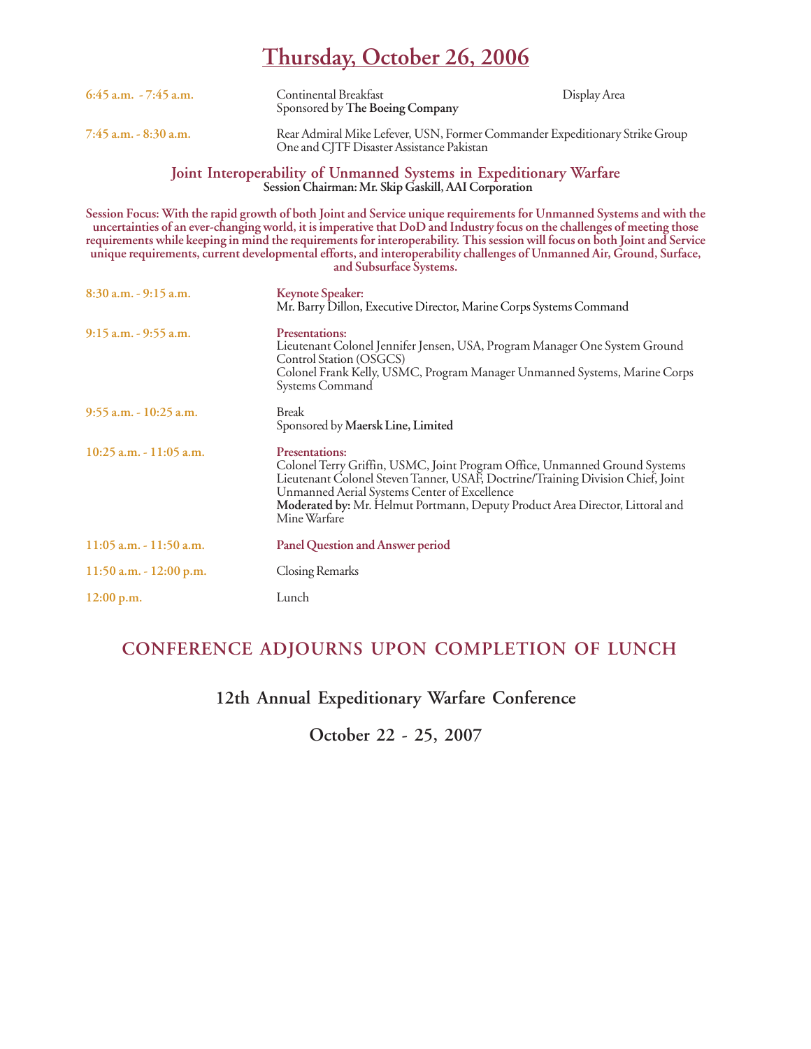# Thursday, October 26, 2006

| | | |
|---|---|---|
| 6:45 a.m. - 7:45 a.m. | Continental Breakfast<br>Sponsored by **The Boeing Company** | Display Area |
| 7:45 a.m. - 8:30 a.m. | Rear Admiral Mike Lefever, USN, Former Commander Expeditionary Strike Group One and CJTF Disaster Assistance Pakistan | |

## Joint Interoperability of Unmanned Systems in Expeditionary Warfare

**Session Chairman: Mr. Skip Gaskill, AAI Corporation**

**Session Focus: With the rapid growth of both Joint and Service unique requirements for Unmanned Systems and with the uncertainties of an ever-changing world, it is imperative that DoD and Industry focus on the challenges of meeting those requirements while keeping in mind the requirements for interoperability. This session will focus on both Joint and Service unique requirements, current developmental efforts, and interoperability challenges of Unmanned Air, Ground, Surface, and Subsurface Systems.**

| | |
|---|---|
| 8:30 a.m. - 9:15 a.m. | **Keynote Speaker:**<br>Mr. Barry Dillon, Executive Director, Marine Corps Systems Command |
| 9:15 a.m. - 9:55 a.m. | **Presentations:**<br>Lieutenant Colonel Jennifer Jensen, USA, Program Manager One System Ground Control Station (OSGCS)<br>Colonel Frank Kelly, USMC, Program Manager Unmanned Systems, Marine Corps Systems Command |
| 9:55 a.m. - 10:25 a.m. | Break<br>Sponsored by **Maersk Line, Limited** |
| 10:25 a.m. - 11:05 a.m. | **Presentations:**<br>Colonel Terry Griffin, USMC, Joint Program Office, Unmanned Ground Systems<br>Lieutenant Colonel Steven Tanner, USAF, Doctrine/Training Division Chief, Joint Unmanned Aerial Systems Center of Excellence<br>**Moderated by:** Mr. Helmut Portmann, Deputy Product Area Director, Littoral and Mine Warfare |
| 11:05 a.m. - 11:50 a.m. | **Panel Question and Answer period** |
| 11:50 a.m. - 12:00 p.m. | Closing Remarks |
| 12:00 p.m. | Lunch |

## CONFERENCE ADJOURNS UPON COMPLETION OF LUNCH

**12th Annual Expeditionary Warfare Conference**

**October 22 - 25, 2007**